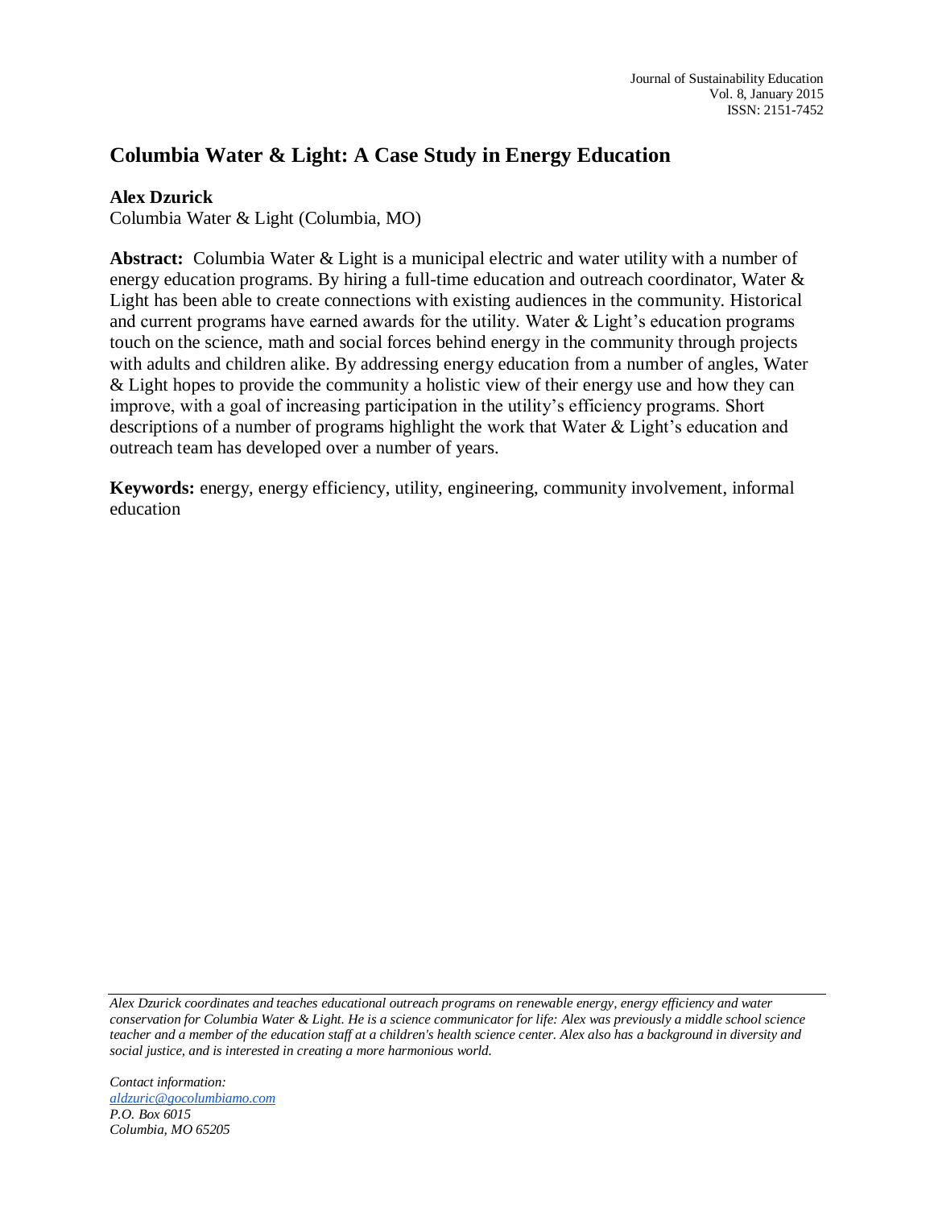# Columbia Water & Light: A Case Study in Energy Education

**Alex Dzurick**
Columbia Water & Light (Columbia, MO)

**Abstract:** Columbia Water & Light is a municipal electric and water utility with a number of energy education programs. By hiring a full-time education and outreach coordinator, Water & Light has been able to create connections with existing audiences in the community. Historical and current programs have earned awards for the utility. Water & Light's education programs touch on the science, math and social forces behind energy in the community through projects with adults and children alike. By addressing energy education from a number of angles, Water & Light hopes to provide the community a holistic view of their energy use and how they can improve, with a goal of increasing participation in the utility's efficiency programs. Short descriptions of a number of programs highlight the work that Water & Light's education and outreach team has developed over a number of years.

**Keywords:** energy, energy efficiency, utility, engineering, community involvement, informal education

---

*Alex Dzurick coordinates and teaches educational outreach programs on renewable energy, energy efficiency and water conservation for Columbia Water & Light. He is a science communicator for life: Alex was previously a middle school science teacher and a member of the education staff at a children's health science center. Alex also has a background in diversity and social justice, and is interested in creating a more harmonious world.*

*Contact information:*
*aldzuric@gocolumbiamo.com*
*P.O. Box 6015*
*Columbia, MO 65205*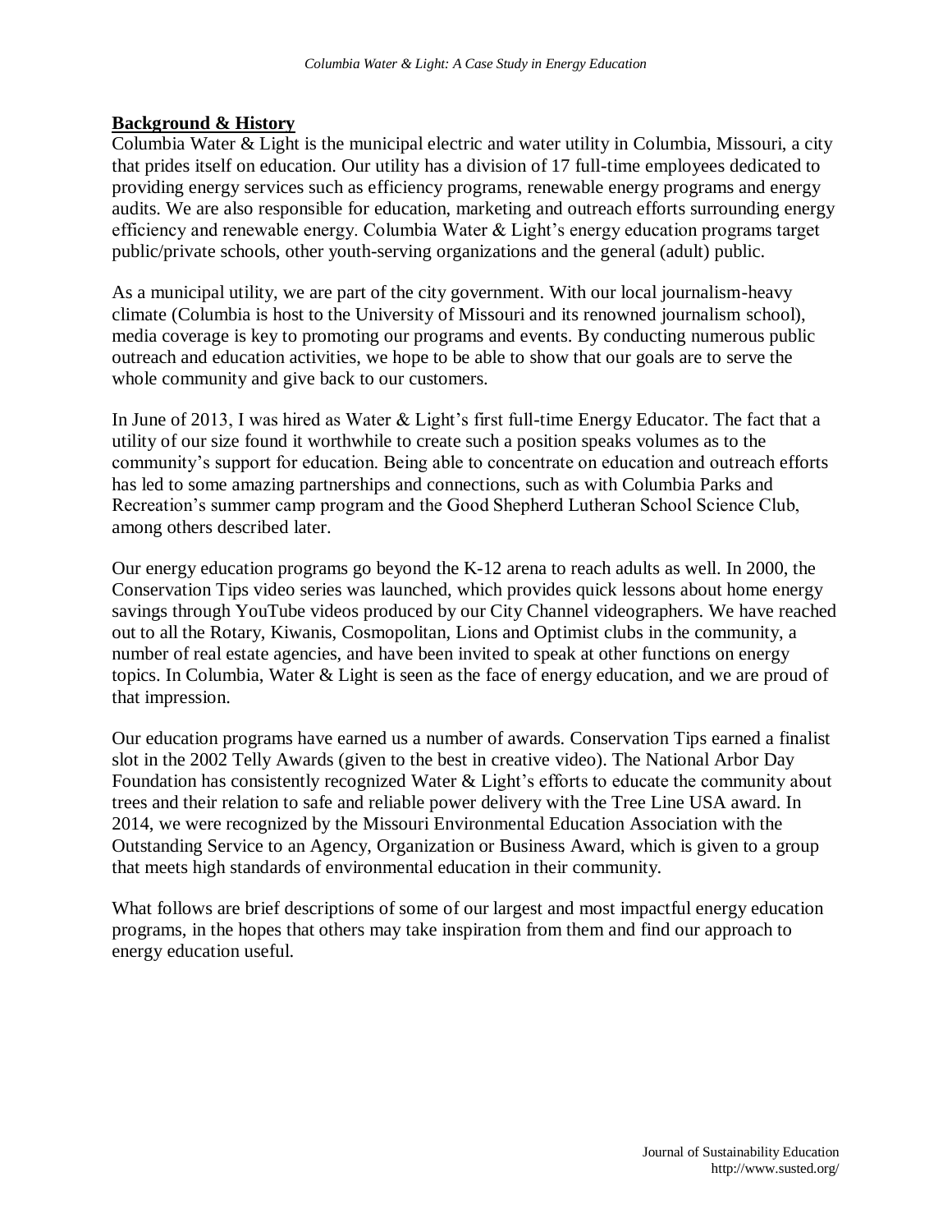## Background & History

Columbia Water & Light is the municipal electric and water utility in Columbia, Missouri, a city that prides itself on education. Our utility has a division of 17 full-time employees dedicated to providing energy services such as efficiency programs, renewable energy programs and energy audits. We are also responsible for education, marketing and outreach efforts surrounding energy efficiency and renewable energy. Columbia Water & Light's energy education programs target public/private schools, other youth-serving organizations and the general (adult) public.

As a municipal utility, we are part of the city government. With our local journalism-heavy climate (Columbia is host to the University of Missouri and its renowned journalism school), media coverage is key to promoting our programs and events. By conducting numerous public outreach and education activities, we hope to be able to show that our goals are to serve the whole community and give back to our customers.

In June of 2013, I was hired as Water & Light's first full-time Energy Educator. The fact that a utility of our size found it worthwhile to create such a position speaks volumes as to the community's support for education. Being able to concentrate on education and outreach efforts has led to some amazing partnerships and connections, such as with Columbia Parks and Recreation's summer camp program and the Good Shepherd Lutheran School Science Club, among others described later.

Our energy education programs go beyond the K-12 arena to reach adults as well. In 2000, the Conservation Tips video series was launched, which provides quick lessons about home energy savings through YouTube videos produced by our City Channel videographers. We have reached out to all the Rotary, Kiwanis, Cosmopolitan, Lions and Optimist clubs in the community, a number of real estate agencies, and have been invited to speak at other functions on energy topics. In Columbia, Water & Light is seen as the face of energy education, and we are proud of that impression.

Our education programs have earned us a number of awards. Conservation Tips earned a finalist slot in the 2002 Telly Awards (given to the best in creative video). The National Arbor Day Foundation has consistently recognized Water & Light's efforts to educate the community about trees and their relation to safe and reliable power delivery with the Tree Line USA award. In 2014, we were recognized by the Missouri Environmental Education Association with the Outstanding Service to an Agency, Organization or Business Award, which is given to a group that meets high standards of environmental education in their community.

What follows are brief descriptions of some of our largest and most impactful energy education programs, in the hopes that others may take inspiration from them and find our approach to energy education useful.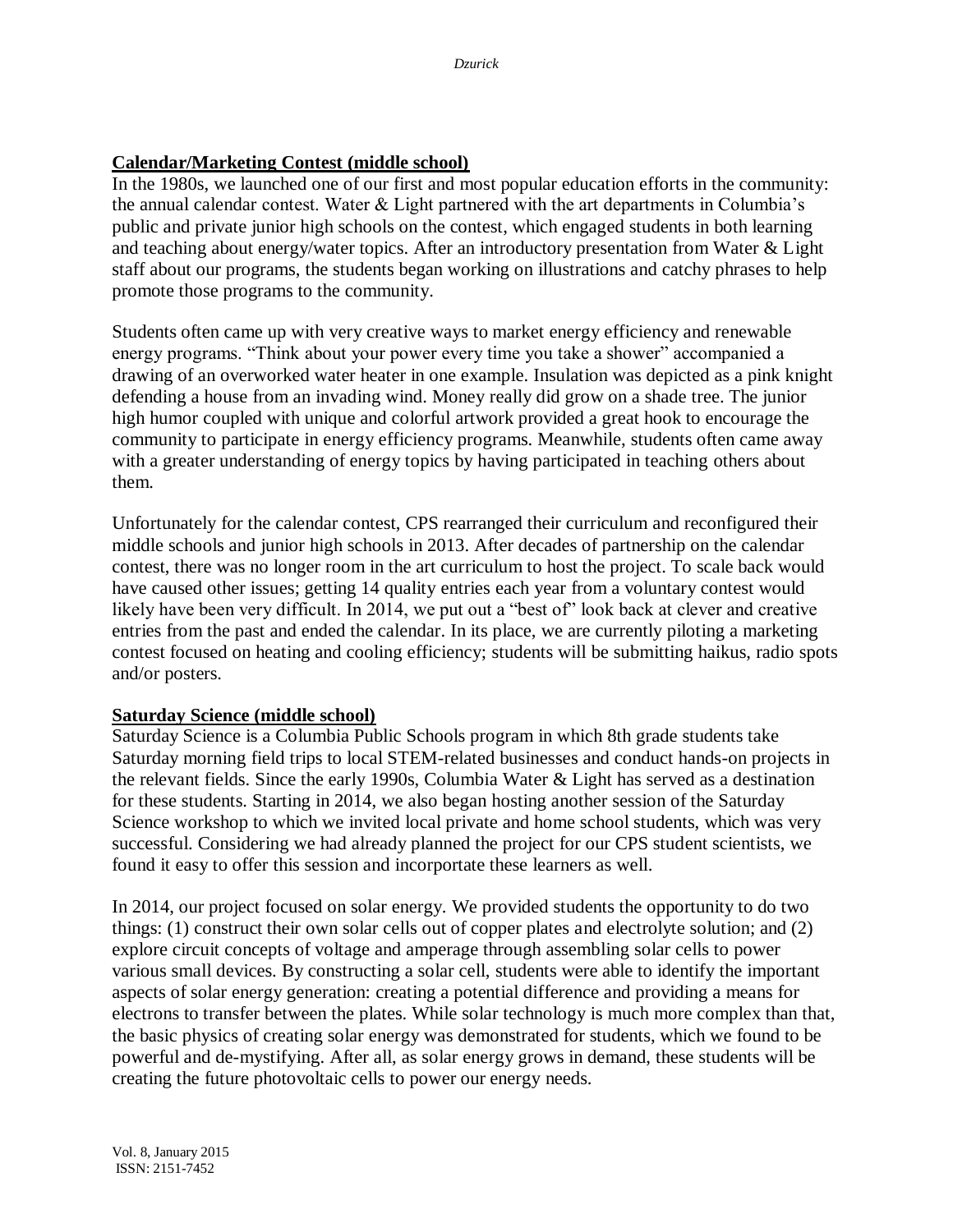**Calendar/Marketing Contest (middle school)**

In the 1980s, we launched one of our first and most popular education efforts in the community: the annual calendar contest. Water & Light partnered with the art departments in Columbia's public and private junior high schools on the contest, which engaged students in both learning and teaching about energy/water topics. After an introductory presentation from Water & Light staff about our programs, the students began working on illustrations and catchy phrases to help promote those programs to the community.

Students often came up with very creative ways to market energy efficiency and renewable energy programs. "Think about your power every time you take a shower" accompanied a drawing of an overworked water heater in one example. Insulation was depicted as a pink knight defending a house from an invading wind. Money really did grow on a shade tree. The junior high humor coupled with unique and colorful artwork provided a great hook to encourage the community to participate in energy efficiency programs. Meanwhile, students often came away with a greater understanding of energy topics by having participated in teaching others about them.

Unfortunately for the calendar contest, CPS rearranged their curriculum and reconfigured their middle schools and junior high schools in 2013. After decades of partnership on the calendar contest, there was no longer room in the art curriculum to host the project. To scale back would have caused other issues; getting 14 quality entries each year from a voluntary contest would likely have been very difficult. In 2014, we put out a "best of" look back at clever and creative entries from the past and ended the calendar. In its place, we are currently piloting a marketing contest focused on heating and cooling efficiency; students will be submitting haikus, radio spots and/or posters.

**Saturday Science (middle school)**

Saturday Science is a Columbia Public Schools program in which 8th grade students take Saturday morning field trips to local STEM-related businesses and conduct hands-on projects in the relevant fields. Since the early 1990s, Columbia Water & Light has served as a destination for these students. Starting in 2014, we also began hosting another session of the Saturday Science workshop to which we invited local private and home school students, which was very successful. Considering we had already planned the project for our CPS student scientists, we found it easy to offer this session and incorportate these learners as well.

In 2014, our project focused on solar energy. We provided students the opportunity to do two things: (1) construct their own solar cells out of copper plates and electrolyte solution; and (2) explore circuit concepts of voltage and amperage through assembling solar cells to power various small devices. By constructing a solar cell, students were able to identify the important aspects of solar energy generation: creating a potential difference and providing a means for electrons to transfer between the plates. While solar technology is much more complex than that, the basic physics of creating solar energy was demonstrated for students, which we found to be powerful and de-mystifying. After all, as solar energy grows in demand, these students will be creating the future photovoltaic cells to power our energy needs.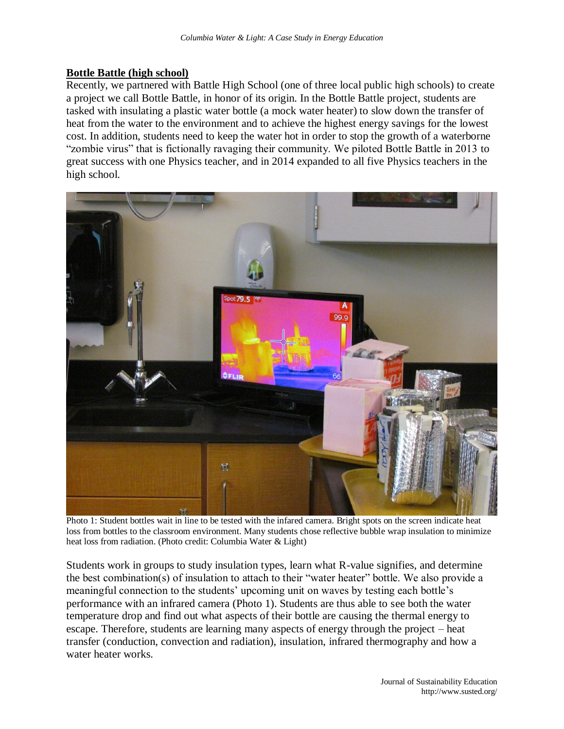**Bottle Battle (high school)**

Recently, we partnered with Battle High School (one of three local public high schools) to create a project we call Bottle Battle, in honor of its origin. In the Bottle Battle project, students are tasked with insulating a plastic water bottle (a mock water heater) to slow down the transfer of heat from the water to the environment and to achieve the highest energy savings for the lowest cost. In addition, students need to keep the water hot in order to stop the growth of a waterborne "zombie virus" that is fictionally ravaging their community. We piloted Bottle Battle in 2013 to great success with one Physics teacher, and in 2014 expanded to all five Physics teachers in the high school.

Photo 1: Student bottles wait in line to be tested with the infared camera. Bright spots on the screen indicate heat loss from bottles to the classroom environment. Many students chose reflective bubble wrap insulation to minimize heat loss from radiation. (Photo credit: Columbia Water & Light)

Students work in groups to study insulation types, learn what R-value signifies, and determine the best combination(s) of insulation to attach to their "water heater" bottle. We also provide a meaningful connection to the students' upcoming unit on waves by testing each bottle's performance with an infrared camera (Photo 1). Students are thus able to see both the water temperature drop and find out what aspects of their bottle are causing the thermal energy to escape. Therefore, students are learning many aspects of energy through the project – heat transfer (conduction, convection and radiation), insulation, infrared thermography and how a water heater works.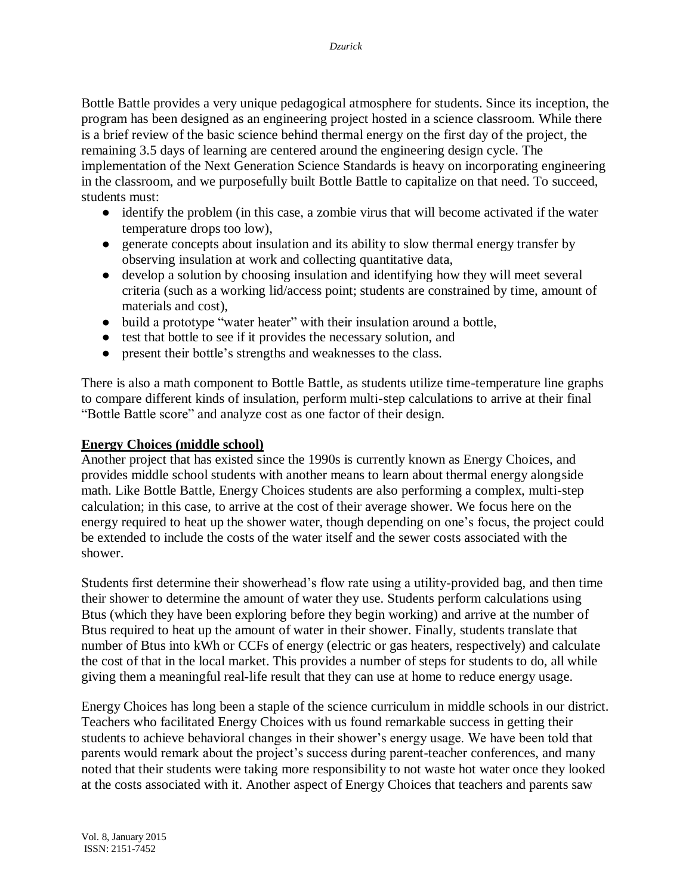Bottle Battle provides a very unique pedagogical atmosphere for students. Since its inception, the program has been designed as an engineering project hosted in a science classroom. While there is a brief review of the basic science behind thermal energy on the first day of the project, the remaining 3.5 days of learning are centered around the engineering design cycle. The implementation of the Next Generation Science Standards is heavy on incorporating engineering in the classroom, and we purposefully built Bottle Battle to capitalize on that need. To succeed, students must:

- identify the problem (in this case, a zombie virus that will become activated if the water temperature drops too low),
- generate concepts about insulation and its ability to slow thermal energy transfer by observing insulation at work and collecting quantitative data,
- develop a solution by choosing insulation and identifying how they will meet several criteria (such as a working lid/access point; students are constrained by time, amount of materials and cost),
- build a prototype "water heater" with their insulation around a bottle,
- test that bottle to see if it provides the necessary solution, and
- present their bottle's strengths and weaknesses to the class.

There is also a math component to Bottle Battle, as students utilize time-temperature line graphs to compare different kinds of insulation, perform multi-step calculations to arrive at their final "Bottle Battle score" and analyze cost as one factor of their design.

**Energy Choices (middle school)**

Another project that has existed since the 1990s is currently known as Energy Choices, and provides middle school students with another means to learn about thermal energy alongside math. Like Bottle Battle, Energy Choices students are also performing a complex, multi-step calculation; in this case, to arrive at the cost of their average shower. We focus here on the energy required to heat up the shower water, though depending on one's focus, the project could be extended to include the costs of the water itself and the sewer costs associated with the shower.

Students first determine their showerhead's flow rate using a utility-provided bag, and then time their shower to determine the amount of water they use. Students perform calculations using Btus (which they have been exploring before they begin working) and arrive at the number of Btus required to heat up the amount of water in their shower. Finally, students translate that number of Btus into kWh or CCFs of energy (electric or gas heaters, respectively) and calculate the cost of that in the local market. This provides a number of steps for students to do, all while giving them a meaningful real-life result that they can use at home to reduce energy usage.

Energy Choices has long been a staple of the science curriculum in middle schools in our district. Teachers who facilitated Energy Choices with us found remarkable success in getting their students to achieve behavioral changes in their shower's energy usage. We have been told that parents would remark about the project's success during parent-teacher conferences, and many noted that their students were taking more responsibility to not waste hot water once they looked at the costs associated with it. Another aspect of Energy Choices that teachers and parents saw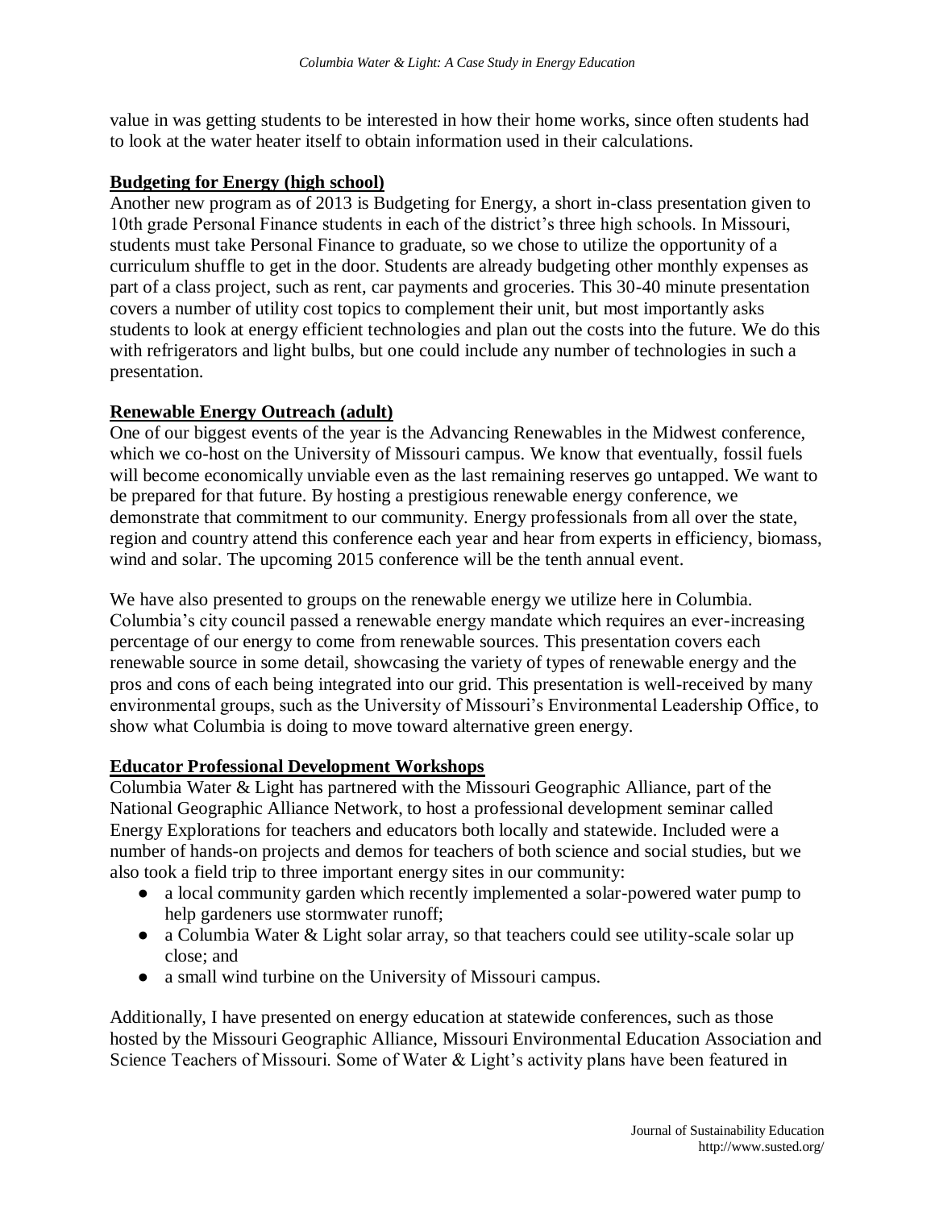value in was getting students to be interested in how their home works, since often students had to look at the water heater itself to obtain information used in their calculations.

**Budgeting for Energy (high school)**

Another new program as of 2013 is Budgeting for Energy, a short in-class presentation given to 10th grade Personal Finance students in each of the district's three high schools. In Missouri, students must take Personal Finance to graduate, so we chose to utilize the opportunity of a curriculum shuffle to get in the door. Students are already budgeting other monthly expenses as part of a class project, such as rent, car payments and groceries. This 30-40 minute presentation covers a number of utility cost topics to complement their unit, but most importantly asks students to look at energy efficient technologies and plan out the costs into the future. We do this with refrigerators and light bulbs, but one could include any number of technologies in such a presentation.

**Renewable Energy Outreach (adult)**

One of our biggest events of the year is the Advancing Renewables in the Midwest conference, which we co-host on the University of Missouri campus. We know that eventually, fossil fuels will become economically unviable even as the last remaining reserves go untapped. We want to be prepared for that future. By hosting a prestigious renewable energy conference, we demonstrate that commitment to our community. Energy professionals from all over the state, region and country attend this conference each year and hear from experts in efficiency, biomass, wind and solar. The upcoming 2015 conference will be the tenth annual event.

We have also presented to groups on the renewable energy we utilize here in Columbia. Columbia's city council passed a renewable energy mandate which requires an ever-increasing percentage of our energy to come from renewable sources. This presentation covers each renewable source in some detail, showcasing the variety of types of renewable energy and the pros and cons of each being integrated into our grid. This presentation is well-received by many environmental groups, such as the University of Missouri's Environmental Leadership Office, to show what Columbia is doing to move toward alternative green energy.

**Educator Professional Development Workshops**

Columbia Water & Light has partnered with the Missouri Geographic Alliance, part of the National Geographic Alliance Network, to host a professional development seminar called Energy Explorations for teachers and educators both locally and statewide. Included were a number of hands-on projects and demos for teachers of both science and social studies, but we also took a field trip to three important energy sites in our community:

- a local community garden which recently implemented a solar-powered water pump to help gardeners use stormwater runoff;
- a Columbia Water & Light solar array, so that teachers could see utility-scale solar up close; and
- a small wind turbine on the University of Missouri campus.

Additionally, I have presented on energy education at statewide conferences, such as those hosted by the Missouri Geographic Alliance, Missouri Environmental Education Association and Science Teachers of Missouri. Some of Water & Light's activity plans have been featured in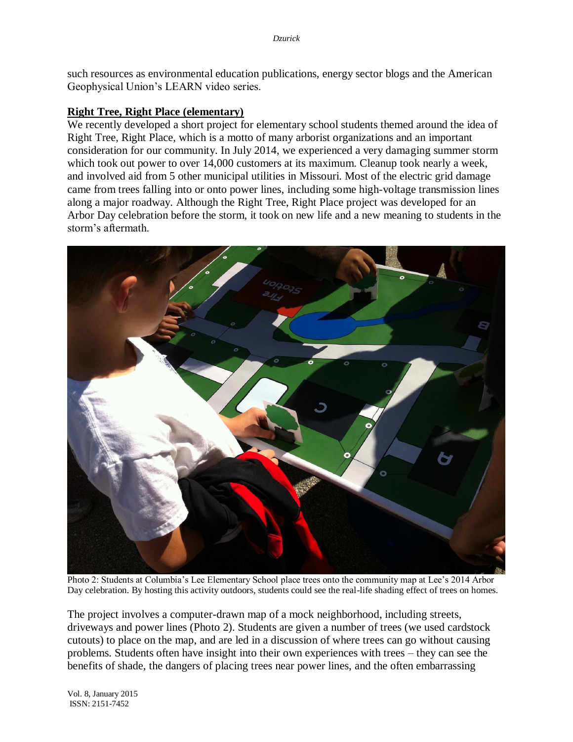such resources as environmental education publications, energy sector blogs and the American Geophysical Union's LEARN video series.

## Right Tree, Right Place (elementary)

We recently developed a short project for elementary school students themed around the idea of Right Tree, Right Place, which is a motto of many arborist organizations and an important consideration for our community. In July 2014, we experienced a very damaging summer storm which took out power to over 14,000 customers at its maximum. Cleanup took nearly a week, and involved aid from 5 other municipal utilities in Missouri. Most of the electric grid damage came from trees falling into or onto power lines, including some high-voltage transmission lines along a major roadway. Although the Right Tree, Right Place project was developed for an Arbor Day celebration before the storm, it took on new life and a new meaning to students in the storm's aftermath.

Photo 2: Students at Columbia's Lee Elementary School place trees onto the community map at Lee's 2014 Arbor Day celebration. By hosting this activity outdoors, students could see the real-life shading effect of trees on homes.

The project involves a computer-drawn map of a mock neighborhood, including streets, driveways and power lines (Photo 2). Students are given a number of trees (we used cardstock cutouts) to place on the map, and are led in a discussion of where trees can go without causing problems. Students often have insight into their own experiences with trees – they can see the benefits of shade, the dangers of placing trees near power lines, and the often embarrassing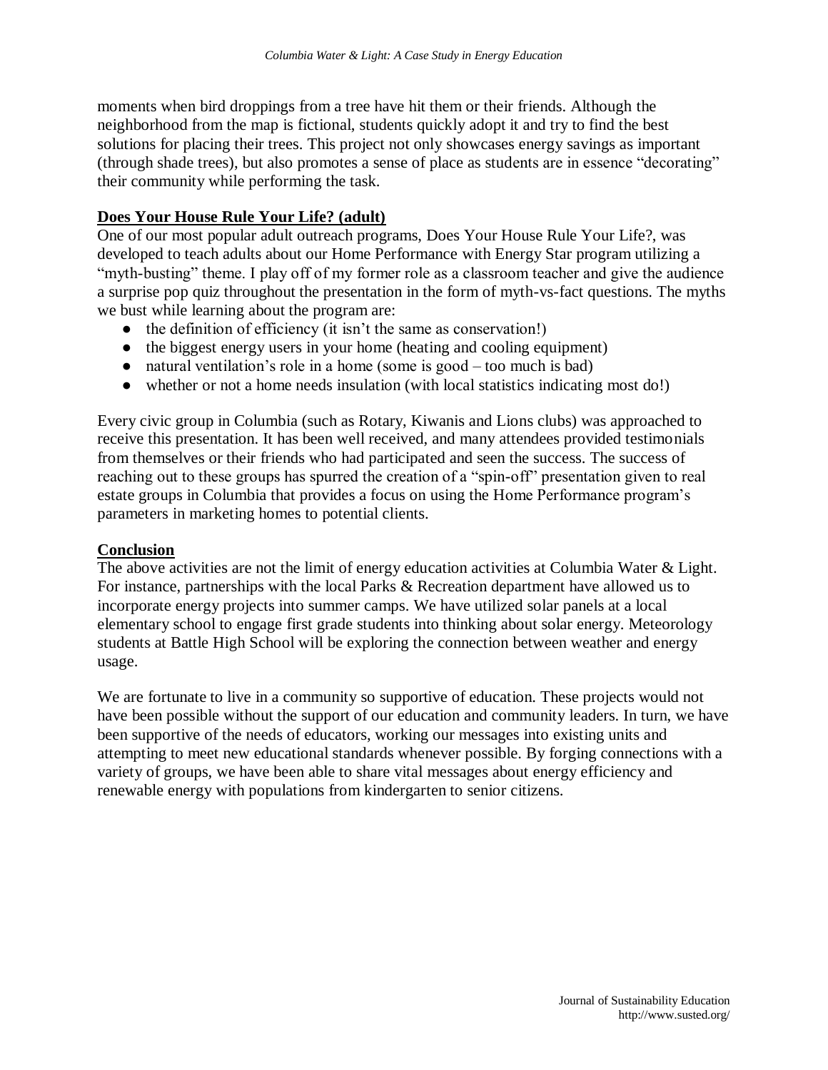moments when bird droppings from a tree have hit them or their friends. Although the neighborhood from the map is fictional, students quickly adopt it and try to find the best solutions for placing their trees. This project not only showcases energy savings as important (through shade trees), but also promotes a sense of place as students are in essence "decorating" their community while performing the task.

## Does Your House Rule Your Life? (adult)

One of our most popular adult outreach programs, Does Your House Rule Your Life?, was developed to teach adults about our Home Performance with Energy Star program utilizing a "myth-busting" theme. I play off of my former role as a classroom teacher and give the audience a surprise pop quiz throughout the presentation in the form of myth-vs-fact questions. The myths we bust while learning about the program are:

- the definition of efficiency (it isn't the same as conservation!)
- the biggest energy users in your home (heating and cooling equipment)
- natural ventilation's role in a home (some is good – too much is bad)
- whether or not a home needs insulation (with local statistics indicating most do!)

Every civic group in Columbia (such as Rotary, Kiwanis and Lions clubs) was approached to receive this presentation. It has been well received, and many attendees provided testimonials from themselves or their friends who had participated and seen the success. The success of reaching out to these groups has spurred the creation of a "spin-off" presentation given to real estate groups in Columbia that provides a focus on using the Home Performance program's parameters in marketing homes to potential clients.

## Conclusion

The above activities are not the limit of energy education activities at Columbia Water & Light. For instance, partnerships with the local Parks & Recreation department have allowed us to incorporate energy projects into summer camps. We have utilized solar panels at a local elementary school to engage first grade students into thinking about solar energy. Meteorology students at Battle High School will be exploring the connection between weather and energy usage.

We are fortunate to live in a community so supportive of education. These projects would not have been possible without the support of our education and community leaders. In turn, we have been supportive of the needs of educators, working our messages into existing units and attempting to meet new educational standards whenever possible. By forging connections with a variety of groups, we have been able to share vital messages about energy efficiency and renewable energy with populations from kindergarten to senior citizens.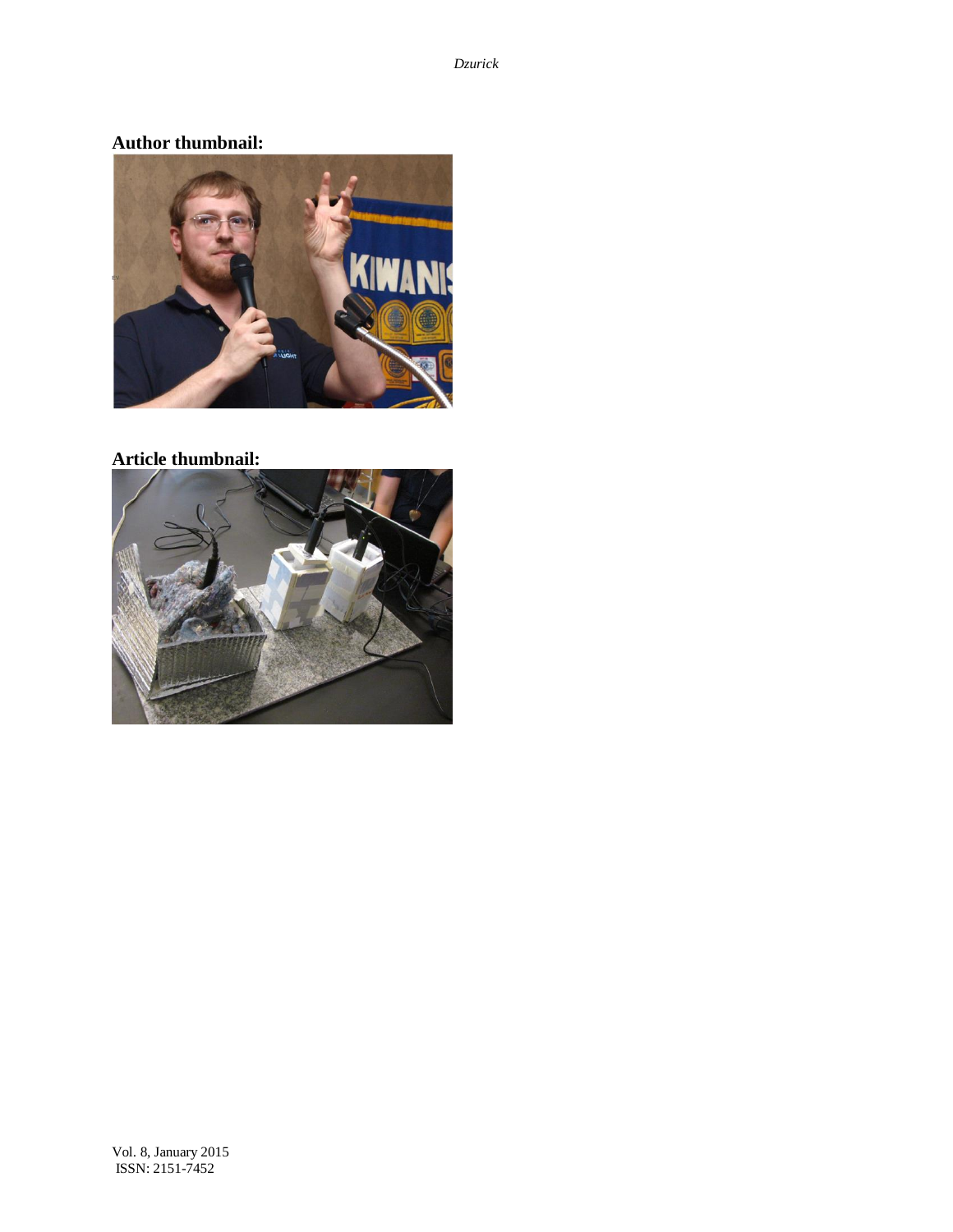**Author thumbnail:**

**Article thumbnail:**